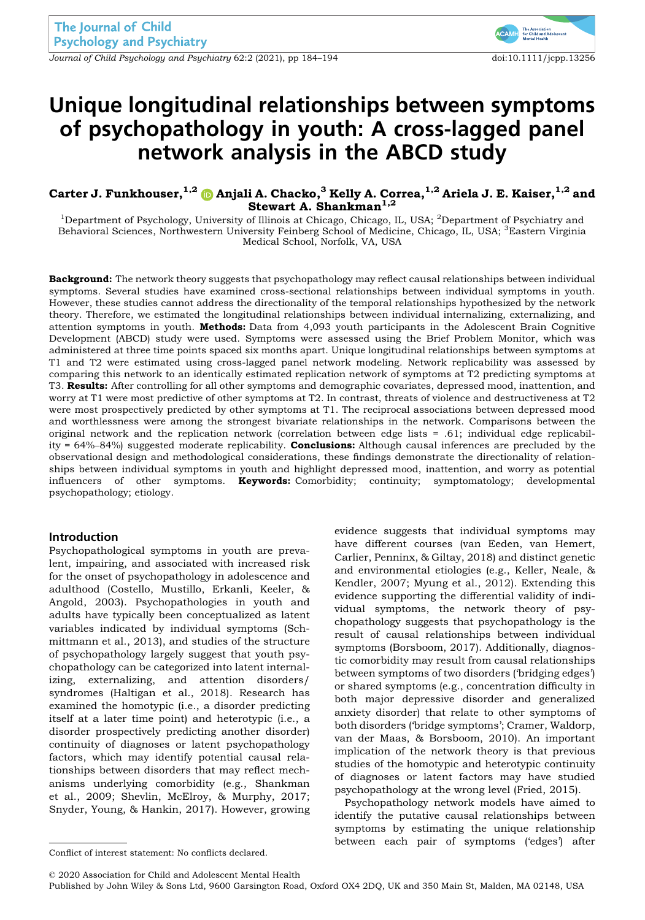# Unique longitudinal relationships between symptoms of psychopathology in youth: A cross-lagged panel network analysis in the ABCD study

**Carter J. Funkhouser,[1,2] Anjali A. Chacko,[3] Kelly A. Correa,[1,2] Ariela J. E. Kaiser,[1,2] and Stewart A. Shankman[1,2]**

[1]Department of Psychology, University of Illinois at Chicago, Chicago, IL, USA; [2]Department of Psychiatry and Behavioral Sciences, Northwestern University Feinberg School of Medicine, Chicago, IL, USA; [3]Eastern Virginia Medical School, Norfolk, VA, USA

**Background:** The network theory suggests that psychopathology may reflect causal relationships between individual symptoms. Several studies have examined cross-sectional relationships between individual symptoms in youth. However, these studies cannot address the directionality of the temporal relationships hypothesized by the network theory. Therefore, we estimated the longitudinal relationships between individual internalizing, externalizing, and attention symptoms in youth. **Methods:** Data from 4,093 youth participants in the Adolescent Brain Cognitive Development (ABCD) study were used. Symptoms were assessed using the Brief Problem Monitor, which was administered at three time points spaced six months apart. Unique longitudinal relationships between symptoms at T1 and T2 were estimated using cross-lagged panel network modeling. Network replicability was assessed by comparing this network to an identically estimated replication network of symptoms at T2 predicting symptoms at T3. **Results:** After controlling for all other symptoms and demographic covariates, depressed mood, inattention, and worry at T1 were most predictive of other symptoms at T2. In contrast, threats of violence and destructiveness at T2 were most prospectively predicted by other symptoms at T1. The reciprocal associations between depressed mood and worthlessness were among the strongest bivariate relationships in the network. Comparisons between the original network and the replication network (correlation between edge lists = .61; individual edge replicability = 64%–84%) suggested moderate replicability. **Conclusions:** Although causal inferences are precluded by the observational design and methodological considerations, these findings demonstrate the directionality of relationships between individual symptoms in youth and highlight depressed mood, inattention, and worry as potential influencers of other symptoms. **Keywords:** Comorbidity; continuity; symptomatology; developmental psychopathology; etiology.

## Introduction

Psychopathological symptoms in youth are prevalent, impairing, and associated with increased risk for the onset of psychopathology in adolescence and adulthood (Costello, Mustillo, Erkanli, Keeler, & Angold, 2003). Psychopathologies in youth and adults have typically been conceptualized as latent variables indicated by individual symptoms (Schmittmann et al., 2013), and studies of the structure of psychopathology largely suggest that youth psychopathology can be categorized into latent internalizing, externalizing, and attention disorders/syndromes (Haltigan et al., 2018). Research has examined the homotypic (i.e., a disorder predicting itself at a later time point) and heterotypic (i.e., a disorder prospectively predicting another disorder) continuity of diagnoses or latent psychopathology factors, which may identify potential causal relationships between disorders that may reflect mechanisms underlying comorbidity (e.g., Shankman et al., 2009; Shevlin, McElroy, & Murphy, 2017; Snyder, Young, & Hankin, 2017). However, growing evidence suggests that individual symptoms may have different courses (van Eeden, van Hemert, Carlier, Penninx, & Giltay, 2018) and distinct genetic and environmental etiologies (e.g., Keller, Neale, & Kendler, 2007; Myung et al., 2012). Extending this evidence supporting the differential validity of individual symptoms, the network theory of psychopathology suggests that psychopathology is the result of causal relationships between individual symptoms (Borsboom, 2017). Additionally, diagnostic comorbidity may result from causal relationships between symptoms of two disorders ('bridging edges') or shared symptoms (e.g., concentration difficulty in both major depressive disorder and generalized anxiety disorder) that relate to other symptoms of both disorders ('bridge symptoms'; Cramer, Waldorp, van der Maas, & Borsboom, 2010). An important implication of the network theory is that previous studies of the homotypic and heterotypic continuity of diagnoses or latent factors may have studied psychopathology at the wrong level (Fried, 2015).

Psychopathology network models have aimed to identify the putative causal relationships between symptoms by estimating the unique relationship between each pair of symptoms ('edges') after

Conflict of interest statement: No conflicts declared.

© 2020 Association for Child and Adolescent Mental Health
Published by John Wiley & Sons Ltd, 9600 Garsington Road, Oxford OX4 2DQ, UK and 350 Main St, Malden, MA 02148, USA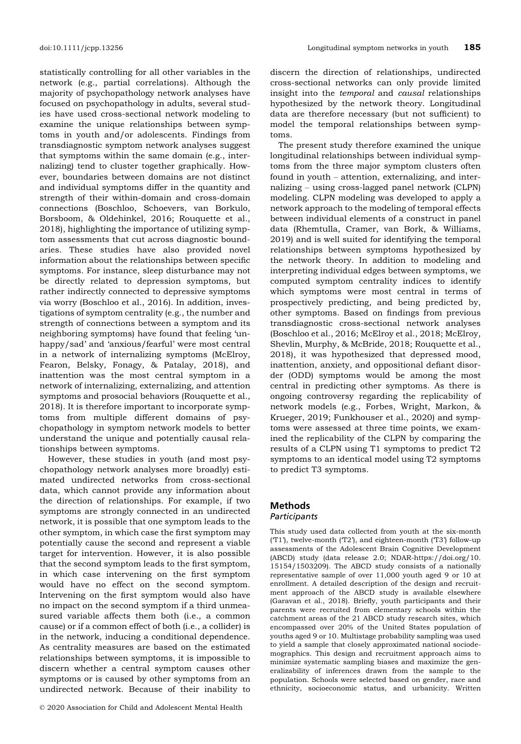statistically controlling for all other variables in the network (e.g., partial correlations). Although the majority of psychopathology network analyses have focused on psychopathology in adults, several studies have used cross-sectional network modeling to examine the unique relationships between symptoms in youth and/or adolescents. Findings from transdiagnostic symptom network analyses suggest that symptoms within the same domain (e.g., internalizing) tend to cluster together graphically. However, boundaries between domains are not distinct and individual symptoms differ in the quantity and strength of their within-domain and cross-domain connections (Boschloo, Schoevers, van Borkulo, Borsboom, & Oldehinkel, 2016; Rouquette et al., 2018), highlighting the importance of utilizing symptom assessments that cut across diagnostic boundaries. These studies have also provided novel information about the relationships between specific symptoms. For instance, sleep disturbance may not be directly related to depression symptoms, but rather indirectly connected to depressive symptoms via worry (Boschloo et al., 2016). In addition, investigations of symptom centrality (e.g., the number and strength of connections between a symptom and its neighboring symptoms) have found that feeling 'unhappy/sad' and 'anxious/fearful' were most central in a network of internalizing symptoms (McElroy, Fearon, Belsky, Fonagy, & Patalay, 2018), and inattention was the most central symptom in a network of internalizing, externalizing, and attention symptoms and prosocial behaviors (Rouquette et al., 2018). It is therefore important to incorporate symptoms from multiple different domains of psychopathology in symptom network models to better understand the unique and potentially causal relationships between symptoms.

However, these studies in youth (and most psychopathology network analyses more broadly) estimated undirected networks from cross-sectional data, which cannot provide any information about the direction of relationships. For example, if two symptoms are strongly connected in an undirected network, it is possible that one symptom leads to the other symptom, in which case the first symptom may potentially cause the second and represent a viable target for intervention. However, it is also possible that the second symptom leads to the first symptom, in which case intervening on the first symptom would have no effect on the second symptom. Intervening on the first symptom would also have no impact on the second symptom if a third unmeasured variable affects them both (i.e., a common cause) or if a common effect of both (i.e., a collider) is in the network, inducing a conditional dependence. As centrality measures are based on the estimated relationships between symptoms, it is impossible to discern whether a central symptom causes other symptoms or is caused by other symptoms from an undirected network. Because of their inability to discern the direction of relationships, undirected cross-sectional networks can only provide limited insight into the *temporal* and *causal* relationships hypothesized by the network theory. Longitudinal data are therefore necessary (but not sufficient) to model the temporal relationships between symptoms.

The present study therefore examined the unique longitudinal relationships between individual symptoms from the three major symptom clusters often found in youth – attention, externalizing, and internalizing – using cross-lagged panel network (CLPN) modeling. CLPN modeling was developed to apply a network approach to the modeling of temporal effects between individual elements of a construct in panel data (Rhemtulla, Cramer, van Bork, & Williams, 2019) and is well suited for identifying the temporal relationships between symptoms hypothesized by the network theory. In addition to modeling and interpreting individual edges between symptoms, we computed symptom centrality indices to identify which symptoms were most central in terms of prospectively predicting, and being predicted by, other symptoms. Based on findings from previous transdiagnostic cross-sectional network analyses (Boschloo et al., 2016; McElroy et al., 2018; McElroy, Shevlin, Murphy, & McBride, 2018; Rouquette et al., 2018), it was hypothesized that depressed mood, inattention, anxiety, and oppositional defiant disorder (ODD) symptoms would be among the most central in predicting other symptoms. As there is ongoing controversy regarding the replicability of network models (e.g., Forbes, Wright, Markon, & Krueger, 2019; Funkhouser et al., 2020) and symptoms were assessed at three time points, we examined the replicability of the CLPN by comparing the results of a CLPN using T1 symptoms to predict T2 symptoms to an identical model using T2 symptoms to predict T3 symptoms.

## Methods

### Participants

This study used data collected from youth at the six-month ('T1'), twelve-month ('T2'), and eighteen-month ('T3') follow-up assessments of the Adolescent Brain Cognitive Development (ABCD) study (data release 2.0; NDAR-https://doi.org/10.15154/1503209). The ABCD study consists of a nationally representative sample of over 11,000 youth aged 9 or 10 at enrollment. A detailed description of the design and recruitment approach of the ABCD study is available elsewhere (Garavan et al., 2018). Briefly, youth participants and their parents were recruited from elementary schools within the catchment areas of the 21 ABCD study research sites, which encompassed over 20% of the United States population of youths aged 9 or 10. Multistage probability sampling was used to yield a sample that closely approximated national sociodemographics. This design and recruitment approach aims to minimize systematic sampling biases and maximize the generalizability of inferences drawn from the sample to the population. Schools were selected based on gender, race and ethnicity, socioeconomic status, and urbanicity. Written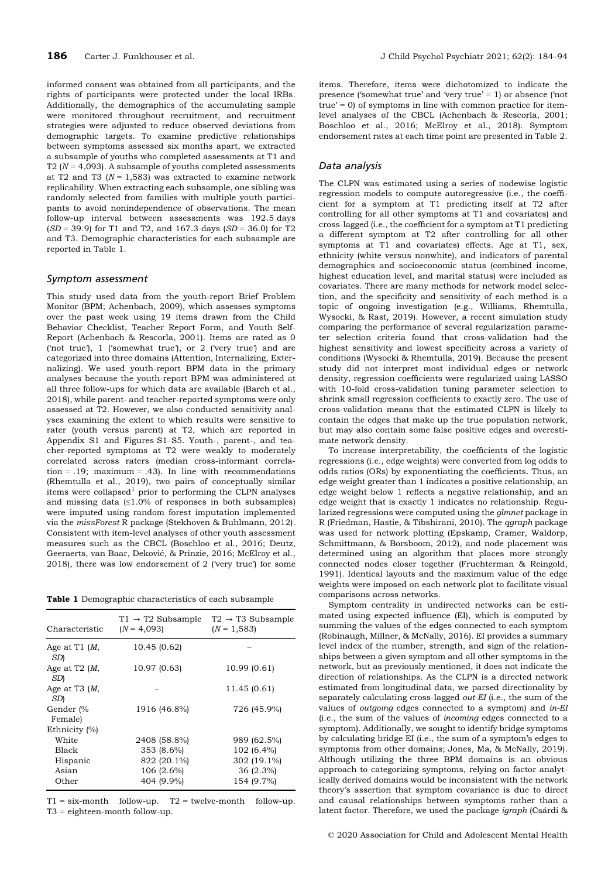informed consent was obtained from all participants, and the rights of participants were protected under the local IRBs. Additionally, the demographics of the accumulating sample were monitored throughout recruitment, and recruitment strategies were adjusted to reduce observed deviations from demographic targets. To examine predictive relationships between symptoms assessed six months apart, we extracted a subsample of youths who completed assessments at T1 and T2 ($N$ = 4,093). A subsample of youths completed assessments at T2 and T3 ($N$ = 1,583) was extracted to examine network replicability. When extracting each subsample, one sibling was randomly selected from families with multiple youth participants to avoid nonindependence of observations. The mean follow-up interval between assessments was 192.5 days ($SD$ = 39.9) for T1 and T2, and 167.3 days ($SD$ = 36.0) for T2 and T3. Demographic characteristics for each subsample are reported in Table 1.

### Symptom assessment

This study used data from the youth-report Brief Problem Monitor (BPM; Achenbach, 2009), which assesses symptoms over the past week using 19 items drawn from the Child Behavior Checklist, Teacher Report Form, and Youth Self-Report (Achenbach & Rescorla, 2001). Items are rated as 0 ('not true'), 1 ('somewhat true'), or 2 ('very true') and are categorized into three domains (Attention, Internalizing, Externalizing). We used youth-report BPM data in the primary analyses because the youth-report BPM was administered at all three follow-ups for which data are available (Barch et al., 2018), while parent- and teacher-reported symptoms were only assessed at T2. However, we also conducted sensitivity analyses examining the extent to which results were sensitive to rater (youth versus parent) at T2, which are reported in Appendix S1 and Figures S1–S5. Youth-, parent-, and teacher-reported symptoms at T2 were weakly to moderately correlated across raters (median cross-informant correlation = .19; maximum = .43). In line with recommendations (Rhemtulla et al., 2019), two pairs of conceptually similar items were collapsed[1] prior to performing the CLPN analyses and missing data (≤1.0% of responses in both subsamples) were imputed using random forest imputation implemented via the *missForest* R package (Stekhoven & Buhlmann, 2012). Consistent with item-level analyses of other youth assessment measures such as the CBCL (Boschloo et al., 2016; Deutz, Geeraerts, van Baar, Deković, & Prinzie, 2016; McElroy et al., 2018), there was low endorsement of 2 ('very true') for some items. Therefore, items were dichotomized to indicate the presence ('somewhat true' and 'very true' = 1) or absence ('not true' = 0) of symptoms in line with common practice for item-level analyses of the CBCL (Achenbach & Rescorla, 2001; Boschloo et al., 2016; McElroy et al., 2018). Symptom endorsement rates at each time point are presented in Table 2.

**Table 1** Demographic characteristics of each subsample

| Characteristic | T1 → T2 Subsample ($N$ = 4,093) | T2 → T3 Subsample ($N$ = 1,583) |
|---|---|---|
| Age at T1 ($M$, $SD$) | 10.45 (0.62) | – |
| Age at T2 ($M$, $SD$) | 10.97 (0.63) | 10.99 (0.61) |
| Age at T3 ($M$, $SD$) | – | 11.45 (0.61) |
| Gender (% Female) | 1916 (46.8%) | 726 (45.9%) |
| Ethnicity (%) | | |
| White | 2408 (58.8%) | 989 (62.5%) |
| Black | 353 (8.6%) | 102 (6.4%) |
| Hispanic | 822 (20.1%) | 302 (19.1%) |
| Asian | 106 (2.6%) | 36 (2.3%) |
| Other | 404 (9.9%) | 154 (9.7%) |

T1 = six-month follow-up. T2 = twelve-month follow-up. T3 = eighteen-month follow-up.

### Data analysis

The CLPN was estimated using a series of nodewise logistic regression models to compute autoregressive (i.e., the coefficient for a symptom at T1 predicting itself at T2 after controlling for all other symptoms at T1 and covariates) and cross-lagged (i.e., the coefficient for a symptom at T1 predicting a different symptom at T2 after controlling for all other symptoms at T1 and covariates) effects. Age at T1, sex, ethnicity (white versus nonwhite), and indicators of parental demographics and socioeconomic status (combined income, highest education level, and marital status) were included as covariates. There are many methods for network model selection, and the specificity and sensitivity of each method is a topic of ongoing investigation (e.g., Williams, Rhemtulla, Wysocki, & Rast, 2019). However, a recent simulation study comparing the performance of several regularization parameter selection criteria found that cross-validation had the highest sensitivity and lowest specificity across a variety of conditions (Wysocki & Rhemtulla, 2019). Because the present study did not interpret most individual edges or network density, regression coefficients were regularized using LASSO with 10-fold cross-validation tuning parameter selection to shrink small regression coefficients to exactly zero. The use of cross-validation means that the estimated CLPN is likely to contain the edges that make up the true population network, but may also contain some false positive edges and overestimate network density.

To increase interpretability, the coefficients of the logistic regressions (i.e., edge weights) were converted from log odds to odds ratios (ORs) by exponentiating the coefficients. Thus, an edge weight greater than 1 indicates a positive relationship, an edge weight below 1 reflects a negative relationship, and an edge weight that is exactly 1 indicates no relationship. Regularized regressions were computed using the *glmnet* package in R (Friedman, Hastie, & Tibshirani, 2010). The *qgraph* package was used for network plotting (Epskamp, Cramer, Waldorp, Schmittmann, & Borsboom, 2012), and node placement was determined using an algorithm that places more strongly connected nodes closer together (Fruchterman & Reingold, 1991). Identical layouts and the maximum value of the edge weights were imposed on each network plot to facilitate visual comparisons across networks.

Symptom centrality in undirected networks can be estimated using expected influence (EI), which is computed by summing the values of the edges connected to each symptom (Robinaugh, Millner, & McNally, 2016). EI provides a summary level index of the number, strength, and sign of the relationships between a given symptom and all other symptoms in the network, but as previously mentioned, it does not indicate the direction of relationships. As the CLPN is a directed network estimated from longitudinal data, we parsed directionality by separately calculating cross-lagged *out-EI* (i.e., the sum of the values of *outgoing* edges connected to a symptom) and *in-EI* (i.e., the sum of the values of *incoming* edges connected to a symptom). Additionally, we sought to identify bridge symptoms by calculating bridge EI (i.e., the sum of a symptom's edges to symptoms from other domains; Jones, Ma, & McNally, 2019). Although utilizing the three BPM domains is an obvious approach to categorizing symptoms, relying on factor analytically derived domains would be inconsistent with the network theory's assertion that symptom covariance is due to direct and causal relationships between symptoms rather than a latent factor. Therefore, we used the package *igraph* (Csárdi &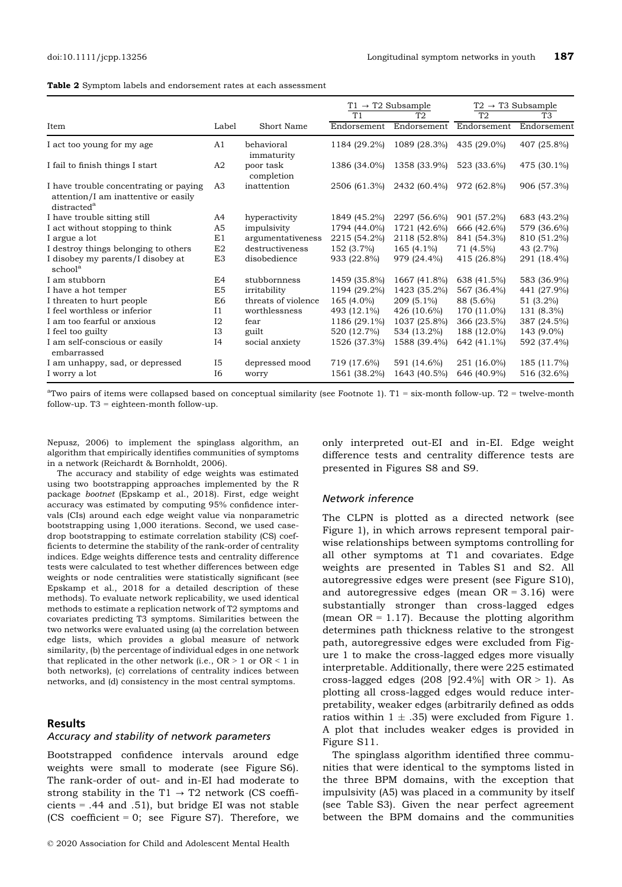**Table 2** Symptom labels and endorsement rates at each assessment

| Item | Label | Short Name | T1 → T2 Subsample | | T2 → T3 Subsample | |
|---|---|---|---|---|---|---|
| | | | T1 Endorsement | T2 Endorsement | T2 Endorsement | T3 Endorsement |
| I act too young for my age | A1 | behavioral immaturity | 1184 (29.2%) | 1089 (28.3%) | 435 (29.0%) | 407 (25.8%) |
| I fail to finish things I start | A2 | poor task completion | 1386 (34.0%) | 1358 (33.9%) | 523 (33.6%) | 475 (30.1%) |
| I have trouble concentrating or paying attention/I am inattentive or easily distracted[a] | A3 | inattention | 2506 (61.3%) | 2432 (60.4%) | 972 (62.8%) | 906 (57.3%) |
| I have trouble sitting still | A4 | hyperactivity | 1849 (45.2%) | 2297 (56.6%) | 901 (57.2%) | 683 (43.2%) |
| I act without stopping to think | A5 | impulsivity | 1794 (44.0%) | 1721 (42.6%) | 666 (42.6%) | 579 (36.6%) |
| I argue a lot | E1 | argumentativeness | 2215 (54.2%) | 2118 (52.8%) | 841 (54.3%) | 810 (51.2%) |
| I destroy things belonging to others | E2 | destructiveness | 152 (3.7%) | 165 (4.1%) | 71 (4.5%) | 43 (2.7%) |
| I disobey my parents/I disobey at school[a] | E3 | disobedience | 933 (22.8%) | 979 (24.4%) | 415 (26.8%) | 291 (18.4%) |
| I am stubborn | E4 | stubbornness | 1459 (35.8%) | 1667 (41.8%) | 638 (41.5%) | 583 (36.9%) |
| I have a hot temper | E5 | irritability | 1194 (29.2%) | 1423 (35.2%) | 567 (36.4%) | 441 (27.9%) |
| I threaten to hurt people | E6 | threats of violence | 165 (4.0%) | 209 (5.1%) | 88 (5.6%) | 51 (3.2%) |
| I feel worthless or inferior | I1 | worthlessness | 493 (12.1%) | 426 (10.6%) | 170 (11.0%) | 131 (8.3%) |
| I am too fearful or anxious | I2 | fear | 1186 (29.1%) | 1037 (25.8%) | 366 (23.5%) | 387 (24.5%) |
| I feel too guilty | I3 | guilt | 520 (12.7%) | 534 (13.2%) | 188 (12.0%) | 143 (9.0%) |
| I am self-conscious or easily embarrassed | I4 | social anxiety | 1526 (37.3%) | 1588 (39.4%) | 642 (41.1%) | 592 (37.4%) |
| I am unhappy, sad, or depressed | I5 | depressed mood | 719 (17.6%) | 591 (14.6%) | 251 (16.0%) | 185 (11.7%) |
| I worry a lot | I6 | worry | 1561 (38.2%) | 1643 (40.5%) | 646 (40.9%) | 516 (32.6%) |

[a]Two pairs of items were collapsed based on conceptual similarity (see Footnote 1). T1 = six-month follow-up. T2 = twelve-month follow-up. T3 = eighteen-month follow-up.

Nepusz, 2006) to implement the spinglass algorithm, an algorithm that empirically identifies communities of symptoms in a network (Reichardt & Bornholdt, 2006).

The accuracy and stability of edge weights was estimated using two bootstrapping approaches implemented by the R package *bootnet* (Epskamp et al., 2018). First, edge weight accuracy was estimated by computing 95% confidence intervals (CIs) around each edge weight value via nonparametric bootstrapping using 1,000 iterations. Second, we used case-drop bootstrapping to estimate correlation stability (CS) coefficients to determine the stability of the rank-order of centrality indices. Edge weights difference tests and centrality difference tests were calculated to test whether differences between edge weights or node centralities were statistically significant (see Epskamp et al., 2018 for a detailed description of these methods). To evaluate network replicability, we used identical methods to estimate a replication network of T2 symptoms and covariates predicting T3 symptoms. Similarities between the two networks were evaluated using (a) the correlation between edge lists, which provides a global measure of network similarity, (b) the percentage of individual edges in one network that replicated in the other network (i.e., OR > 1 or OR < 1 in both networks), (c) correlations of centrality indices between networks, and (d) consistency in the most central symptoms.

## Results

### *Accuracy and stability of network parameters*

Bootstrapped confidence intervals around edge weights were small to moderate (see Figure S6). The rank-order of out- and in-EI had moderate to strong stability in the T1 → T2 network (CS coefficients = .44 and .51), but bridge EI was not stable (CS coefficient = 0; see Figure S7). Therefore, we only interpreted out-EI and in-EI. Edge weight difference tests and centrality difference tests are presented in Figures S8 and S9.

### *Network inference*

The CLPN is plotted as a directed network (see Figure 1), in which arrows represent temporal pairwise relationships between symptoms controlling for all other symptoms at T1 and covariates. Edge weights are presented in Tables S1 and S2. All autoregressive edges were present (see Figure S10), and autoregressive edges (mean OR = 3.16) were substantially stronger than cross-lagged edges (mean OR = 1.17). Because the plotting algorithm determines path thickness relative to the strongest path, autoregressive edges were excluded from Figure 1 to make the cross-lagged edges more visually interpretable. Additionally, there were 225 estimated cross-lagged edges (208 [92.4%] with OR > 1). As plotting all cross-lagged edges would reduce interpretability, weaker edges (arbitrarily defined as odds ratios within 1 ± .35) were excluded from Figure 1. A plot that includes weaker edges is provided in Figure S11.

The spinglass algorithm identified three communities that were identical to the symptoms listed in the three BPM domains, with the exception that impulsivity (A5) was placed in a community by itself (see Table S3). Given the near perfect agreement between the BPM domains and the communities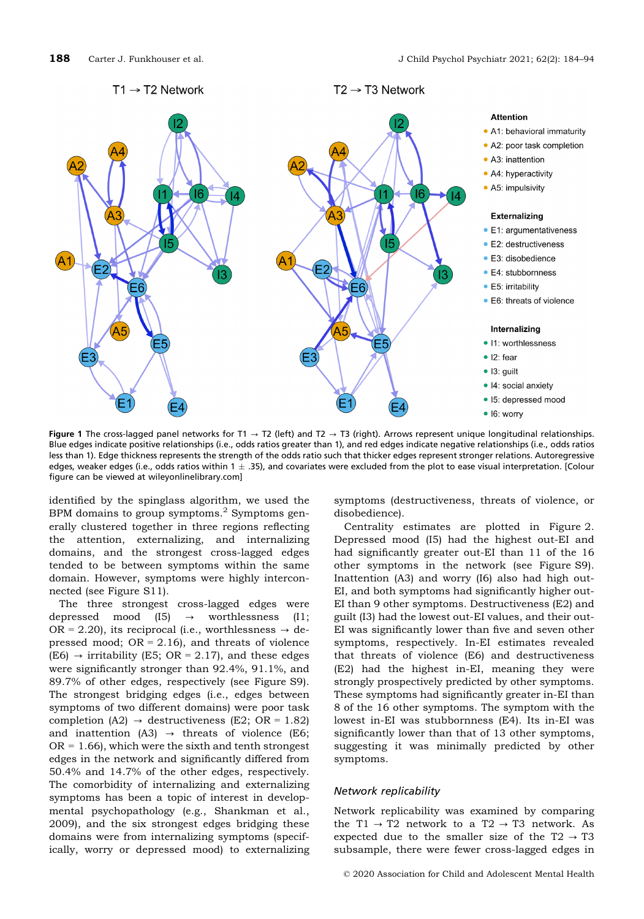Figure 1 The cross-lagged panel networks for T1 → T2 (left) and T2 → T3 (right). Arrows represent unique longitudinal relationships. Blue edges indicate positive relationships (i.e., odds ratios greater than 1), and red edges indicate negative relationships (i.e., odds ratios less than 1). Edge thickness represents the strength of the odds ratio such that thicker edges represent stronger relations. Autoregressive edges, weaker edges (i.e., odds ratios within 1 ± .35), and covariates were excluded from the plot to ease visual interpretation. [Colour figure can be viewed at wileyonlinelibrary.com]

identified by the spinglass algorithm, we used the BPM domains to group symptoms.[2] Symptoms generally clustered together in three regions reflecting the attention, externalizing, and internalizing domains, and the strongest cross-lagged edges tended to be between symptoms within the same domain. However, symptoms were highly interconnected (see Figure S11).

The three strongest cross-lagged edges were depressed mood (I5) → worthlessness (I1; OR = 2.20), its reciprocal (i.e., worthlessness → depressed mood; OR = 2.16), and threats of violence (E6) → irritability (E5; OR = 2.17), and these edges were significantly stronger than 92.4%, 91.1%, and 89.7% of other edges, respectively (see Figure S9). The strongest bridging edges (i.e., edges between symptoms of two different domains) were poor task completion (A2) → destructiveness (E2; OR = 1.82) and inattention (A3) → threats of violence (E6; OR = 1.66), which were the sixth and tenth strongest edges in the network and significantly differed from 50.4% and 14.7% of the other edges, respectively. The comorbidity of internalizing and externalizing symptoms has been a topic of interest in developmental psychopathology (e.g., Shankman et al., 2009), and the six strongest edges bridging these domains were from internalizing symptoms (specifically, worry or depressed mood) to externalizing symptoms (destructiveness, threats of violence, or disobedience).

Centrality estimates are plotted in Figure 2. Depressed mood (I5) had the highest out-EI and had significantly greater out-EI than 11 of the 16 other symptoms in the network (see Figure S9). Inattention (A3) and worry (I6) also had high out-EI, and both symptoms had significantly higher out-EI than 9 other symptoms. Destructiveness (E2) and guilt (I3) had the lowest out-EI values, and their out-EI was significantly lower than five and seven other symptoms, respectively. In-EI estimates revealed that threats of violence (E6) and destructiveness (E2) had the highest in-EI, meaning they were strongly prospectively predicted by other symptoms. These symptoms had significantly greater in-EI than 8 of the 16 other symptoms. The symptom with the lowest in-EI was stubbornness (E4). Its in-EI was significantly lower than that of 13 other symptoms, suggesting it was minimally predicted by other symptoms.

### *Network replicability*

Network replicability was examined by comparing the T1 → T2 network to a T2 → T3 network. As expected due to the smaller size of the T2 → T3 subsample, there were fewer cross-lagged edges in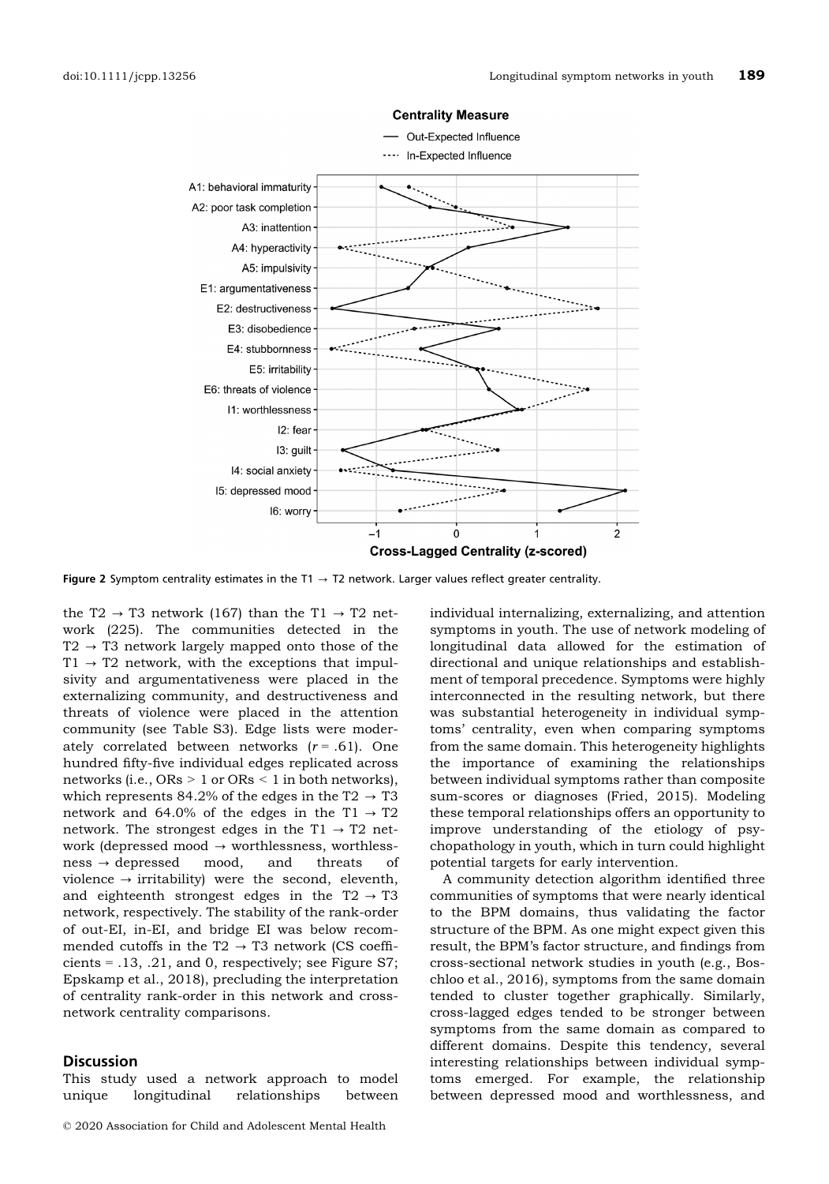**Figure 2** Symptom centrality estimates in the T1 → T2 network. Larger values reflect greater centrality.

the T2 → T3 network (167) than the T1 → T2 network (225). The communities detected in the T2 → T3 network largely mapped onto those of the T1 → T2 network, with the exceptions that impulsivity and argumentativeness were placed in the externalizing community, and destructiveness and threats of violence were placed in the attention community (see Table S3). Edge lists were moderately correlated between networks ($r = .61$). One hundred fifty-five individual edges replicated across networks (i.e., ORs > 1 or ORs < 1 in both networks), which represents 84.2% of the edges in the T2 → T3 network and 64.0% of the edges in the T1 → T2 network. The strongest edges in the T1 → T2 network (depressed mood → worthlessness, worthlessness → depressed mood, and threats of violence → irritability) were the second, eleventh, and eighteenth strongest edges in the T2 → T3 network, respectively. The stability of the rank-order of out-EI, in-EI, and bridge EI was below recommended cutoffs in the T2 → T3 network (CS coefficients = .13, .21, and 0, respectively; see Figure S7; Epskamp et al., 2018), precluding the interpretation of centrality rank-order in this network and cross-network centrality comparisons.

## Discussion

This study used a network approach to model unique longitudinal relationships between individual internalizing, externalizing, and attention symptoms in youth. The use of network modeling of longitudinal data allowed for the estimation of directional and unique relationships and establishment of temporal precedence. Symptoms were highly interconnected in the resulting network, but there was substantial heterogeneity in individual symptoms' centrality, even when comparing symptoms from the same domain. This heterogeneity highlights the importance of examining the relationships between individual symptoms rather than composite sum-scores or diagnoses (Fried, 2015). Modeling these temporal relationships offers an opportunity to improve understanding of the etiology of psychopathology in youth, which in turn could highlight potential targets for early intervention.

A community detection algorithm identified three communities of symptoms that were nearly identical to the BPM domains, thus validating the factor structure of the BPM. As one might expect given this result, the BPM's factor structure, and findings from cross-sectional network studies in youth (e.g., Boschloo et al., 2016), symptoms from the same domain tended to cluster together graphically. Similarly, cross-lagged edges tended to be stronger between symptoms from the same domain as compared to different domains. Despite this tendency, several interesting relationships between individual symptoms emerged. For example, the relationship between depressed mood and worthlessness, and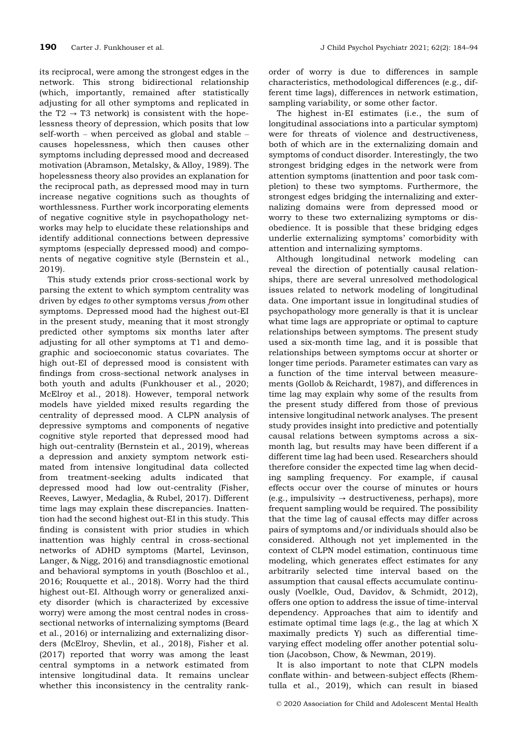its reciprocal, were among the strongest edges in the network. This strong bidirectional relationship (which, importantly, remained after statistically adjusting for all other symptoms and replicated in the T2 → T3 network) is consistent with the hopelessness theory of depression, which posits that low self-worth – when perceived as global and stable – causes hopelessness, which then causes other symptoms including depressed mood and decreased motivation (Abramson, Metalsky, & Alloy, 1989). The hopelessness theory also provides an explanation for the reciprocal path, as depressed mood may in turn increase negative cognitions such as thoughts of worthlessness. Further work incorporating elements of negative cognitive style in psychopathology networks may help to elucidate these relationships and identify additional connections between depressive symptoms (especially depressed mood) and components of negative cognitive style (Bernstein et al., 2019).

This study extends prior cross-sectional work by parsing the extent to which symptom centrality was driven by edges *to* other symptoms versus *from* other symptoms. Depressed mood had the highest out-EI in the present study, meaning that it most strongly predicted other symptoms six months later after adjusting for all other symptoms at T1 and demographic and socioeconomic status covariates. The high out-EI of depressed mood is consistent with findings from cross-sectional network analyses in both youth and adults (Funkhouser et al., 2020; McElroy et al., 2018). However, temporal network models have yielded mixed results regarding the centrality of depressed mood. A CLPN analysis of depressive symptoms and components of negative cognitive style reported that depressed mood had high out-centrality (Bernstein et al., 2019), whereas a depression and anxiety symptom network estimated from intensive longitudinal data collected from treatment-seeking adults indicated that depressed mood had low out-centrality (Fisher, Reeves, Lawyer, Medaglia, & Rubel, 2017). Different time lags may explain these discrepancies. Inattention had the second highest out-EI in this study. This finding is consistent with prior studies in which inattention was highly central in cross-sectional networks of ADHD symptoms (Martel, Levinson, Langer, & Nigg, 2016) and transdiagnostic emotional and behavioral symptoms in youth (Boschloo et al., 2016; Rouquette et al., 2018). Worry had the third highest out-EI. Although worry or generalized anxiety disorder (which is characterized by excessive worry) were among the most central nodes in cross-sectional networks of internalizing symptoms (Beard et al., 2016) or internalizing and externalizing disorders (McElroy, Shevlin, et al., 2018), Fisher et al. (2017) reported that worry was among the least central symptoms in a network estimated from intensive longitudinal data. It remains unclear whether this inconsistency in the centrality rank-order of worry is due to differences in sample characteristics, methodological differences (e.g., different time lags), differences in network estimation, sampling variability, or some other factor.

The highest in-EI estimates (i.e., the sum of longitudinal associations into a particular symptom) were for threats of violence and destructiveness, both of which are in the externalizing domain and symptoms of conduct disorder. Interestingly, the two strongest bridging edges in the network were from attention symptoms (inattention and poor task completion) to these two symptoms. Furthermore, the strongest edges bridging the internalizing and externalizing domains were from depressed mood or worry to these two externalizing symptoms or disobedience. It is possible that these bridging edges underlie externalizing symptoms' comorbidity with attention and internalizing symptoms.

Although longitudinal network modeling can reveal the direction of potentially causal relationships, there are several unresolved methodological issues related to network modeling of longitudinal data. One important issue in longitudinal studies of psychopathology more generally is that it is unclear what time lags are appropriate or optimal to capture relationships between symptoms. The present study used a six-month time lag, and it is possible that relationships between symptoms occur at shorter or longer time periods. Parameter estimates can vary as a function of the time interval between measurements (Gollob & Reichardt, 1987), and differences in time lag may explain why some of the results from the present study differed from those of previous intensive longitudinal network analyses. The present study provides insight into predictive and potentially causal relations between symptoms across a six-month lag, but results may have been different if a different time lag had been used. Researchers should therefore consider the expected time lag when deciding sampling frequency. For example, if causal effects occur over the course of minutes or hours (e.g., impulsivity → destructiveness, perhaps), more frequent sampling would be required. The possibility that the time lag of causal effects may differ across pairs of symptoms and/or individuals should also be considered. Although not yet implemented in the context of CLPN model estimation, continuous time modeling, which generates effect estimates for any arbitrarily selected time interval based on the assumption that causal effects accumulate continuously (Voelkle, Oud, Davidov, & Schmidt, 2012), offers one option to address the issue of time-interval dependency. Approaches that aim to identify and estimate optimal time lags (e.g., the lag at which X maximally predicts Y) such as differential time-varying effect modeling offer another potential solution (Jacobson, Chow, & Newman, 2019).

It is also important to note that CLPN models conflate within- and between-subject effects (Rhemtulla et al., 2019), which can result in biased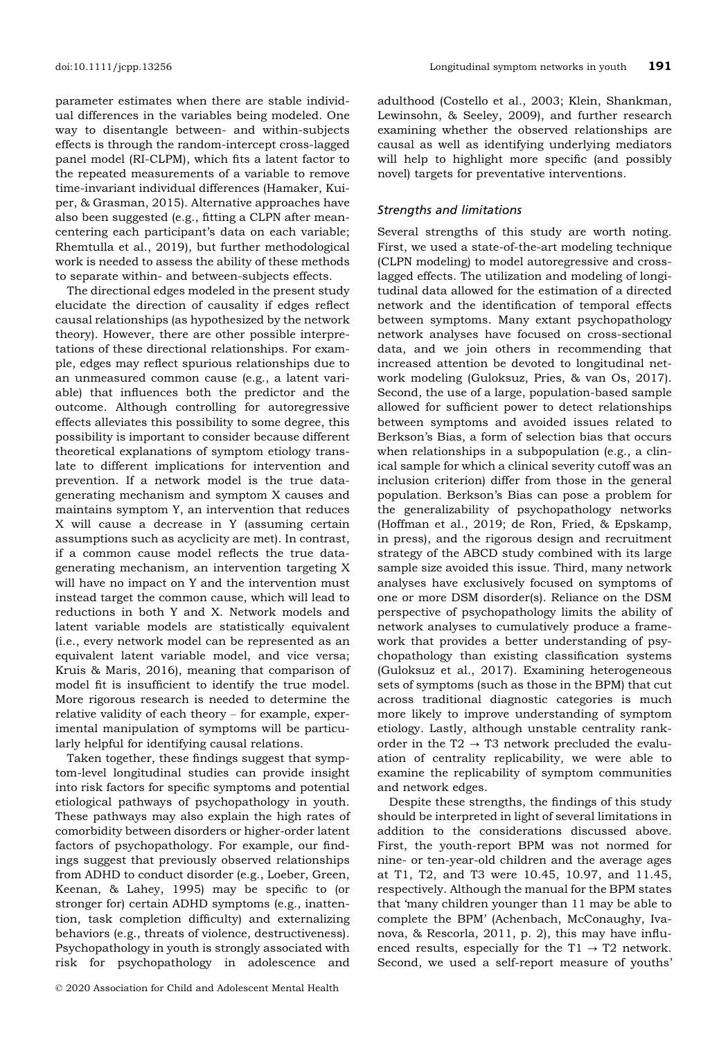parameter estimates when there are stable individual differences in the variables being modeled. One way to disentangle between- and within-subjects effects is through the random-intercept cross-lagged panel model (RI-CLPM), which fits a latent factor to the repeated measurements of a variable to remove time-invariant individual differences (Hamaker, Kuiper, & Grasman, 2015). Alternative approaches have also been suggested (e.g., fitting a CLPN after mean-centering each participant's data on each variable; Rhemtulla et al., 2019), but further methodological work is needed to assess the ability of these methods to separate within- and between-subjects effects.

The directional edges modeled in the present study elucidate the direction of causality if edges reflect causal relationships (as hypothesized by the network theory). However, there are other possible interpretations of these directional relationships. For example, edges may reflect spurious relationships due to an unmeasured common cause (e.g., a latent variable) that influences both the predictor and the outcome. Although controlling for autoregressive effects alleviates this possibility to some degree, this possibility is important to consider because different theoretical explanations of symptom etiology translate to different implications for intervention and prevention. If a network model is the true data-generating mechanism and symptom X causes and maintains symptom Y, an intervention that reduces X will cause a decrease in Y (assuming certain assumptions such as acyclicity are met). In contrast, if a common cause model reflects the true data-generating mechanism, an intervention targeting X will have no impact on Y and the intervention must instead target the common cause, which will lead to reductions in both Y and X. Network models and latent variable models are statistically equivalent (i.e., every network model can be represented as an equivalent latent variable model, and vice versa; Kruis & Maris, 2016), meaning that comparison of model fit is insufficient to identify the true model. More rigorous research is needed to determine the relative validity of each theory – for example, experimental manipulation of symptoms will be particularly helpful for identifying causal relations.

Taken together, these findings suggest that symptom-level longitudinal studies can provide insight into risk factors for specific symptoms and potential etiological pathways of psychopathology in youth. These pathways may also explain the high rates of comorbidity between disorders or higher-order latent factors of psychopathology. For example, our findings suggest that previously observed relationships from ADHD to conduct disorder (e.g., Loeber, Green, Keenan, & Lahey, 1995) may be specific to (or stronger for) certain ADHD symptoms (e.g., inattention, task completion difficulty) and externalizing behaviors (e.g., threats of violence, destructiveness). Psychopathology in youth is strongly associated with risk for psychopathology in adolescence and adulthood (Costello et al., 2003; Klein, Shankman, Lewinsohn, & Seeley, 2009), and further research examining whether the observed relationships are causal as well as identifying underlying mediators will help to highlight more specific (and possibly novel) targets for preventative interventions.

### *Strengths and limitations*

Several strengths of this study are worth noting. First, we used a state-of-the-art modeling technique (CLPN modeling) to model autoregressive and cross-lagged effects. The utilization and modeling of longitudinal data allowed for the estimation of a directed network and the identification of temporal effects between symptoms. Many extant psychopathology network analyses have focused on cross-sectional data, and we join others in recommending that increased attention be devoted to longitudinal network modeling (Guloksuz, Pries, & van Os, 2017). Second, the use of a large, population-based sample allowed for sufficient power to detect relationships between symptoms and avoided issues related to Berkson's Bias, a form of selection bias that occurs when relationships in a subpopulation (e.g., a clinical sample for which a clinical severity cutoff was an inclusion criterion) differ from those in the general population. Berkson's Bias can pose a problem for the generalizability of psychopathology networks (Hoffman et al., 2019; de Ron, Fried, & Epskamp, in press), and the rigorous design and recruitment strategy of the ABCD study combined with its large sample size avoided this issue. Third, many network analyses have exclusively focused on symptoms of one or more DSM disorder(s). Reliance on the DSM perspective of psychopathology limits the ability of network analyses to cumulatively produce a framework that provides a better understanding of psychopathology than existing classification systems (Guloksuz et al., 2017). Examining heterogeneous sets of symptoms (such as those in the BPM) that cut across traditional diagnostic categories is much more likely to improve understanding of symptom etiology. Lastly, although unstable centrality rank-order in the T2 → T3 network precluded the evaluation of centrality replicability, we were able to examine the replicability of symptom communities and network edges.

Despite these strengths, the findings of this study should be interpreted in light of several limitations in addition to the considerations discussed above. First, the youth-report BPM was not normed for nine- or ten-year-old children and the average ages at T1, T2, and T3 were 10.45, 10.97, and 11.45, respectively. Although the manual for the BPM states that 'many children younger than 11 may be able to complete the BPM' (Achenbach, McConaughy, Ivanova, & Rescorla, 2011, p. 2), this may have influenced results, especially for the T1 → T2 network. Second, we used a self-report measure of youths'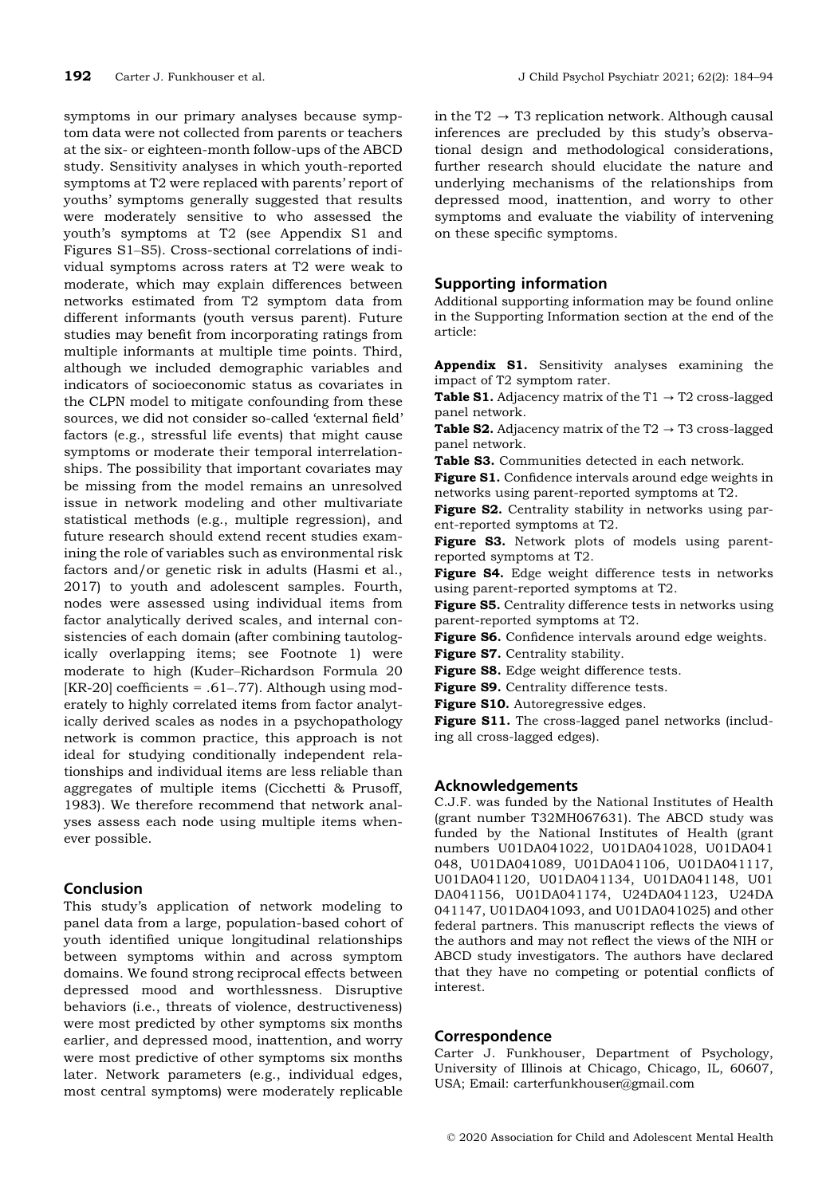symptoms in our primary analyses because symptom data were not collected from parents or teachers at the six- or eighteen-month follow-ups of the ABCD study. Sensitivity analyses in which youth-reported symptoms at T2 were replaced with parents' report of youths' symptoms generally suggested that results were moderately sensitive to who assessed the youth's symptoms at T2 (see Appendix S1 and Figures S1–S5). Cross-sectional correlations of individual symptoms across raters at T2 were weak to moderate, which may explain differences between networks estimated from T2 symptom data from different informants (youth versus parent). Future studies may benefit from incorporating ratings from multiple informants at multiple time points. Third, although we included demographic variables and indicators of socioeconomic status as covariates in the CLPN model to mitigate confounding from these sources, we did not consider so-called 'external field' factors (e.g., stressful life events) that might cause symptoms or moderate their temporal interrelationships. The possibility that important covariates may be missing from the model remains an unresolved issue in network modeling and other multivariate statistical methods (e.g., multiple regression), and future research should extend recent studies examining the role of variables such as environmental risk factors and/or genetic risk in adults (Hasmi et al., 2017) to youth and adolescent samples. Fourth, nodes were assessed using individual items from factor analytically derived scales, and internal consistencies of each domain (after combining tautologically overlapping items; see Footnote 1) were moderate to high (Kuder–Richardson Formula 20 [KR-20] coefficients = .61–.77). Although using moderately to highly correlated items from factor analytically derived scales as nodes in a psychopathology network is common practice, this approach is not ideal for studying conditionally independent relationships and individual items are less reliable than aggregates of multiple items (Cicchetti & Prusoff, 1983). We therefore recommend that network analyses assess each node using multiple items whenever possible.

## Conclusion

This study's application of network modeling to panel data from a large, population-based cohort of youth identified unique longitudinal relationships between symptoms within and across symptom domains. We found strong reciprocal effects between depressed mood and worthlessness. Disruptive behaviors (i.e., threats of violence, destructiveness) were most predicted by other symptoms six months earlier, and depressed mood, inattention, and worry were most predictive of other symptoms six months later. Network parameters (e.g., individual edges, most central symptoms) were moderately replicable in the T2 → T3 replication network. Although causal inferences are precluded by this study's observational design and methodological considerations, further research should elucidate the nature and underlying mechanisms of the relationships from depressed mood, inattention, and worry to other symptoms and evaluate the viability of intervening on these specific symptoms.

## Supporting information

Additional supporting information may be found online in the Supporting Information section at the end of the article:

**Appendix S1.** Sensitivity analyses examining the impact of T2 symptom rater.

**Table S1.** Adjacency matrix of the T1 → T2 cross-lagged panel network.

**Table S2.** Adjacency matrix of the T2 → T3 cross-lagged panel network.

**Table S3.** Communities detected in each network.

**Figure S1.** Confidence intervals around edge weights in networks using parent-reported symptoms at T2.

**Figure S2.** Centrality stability in networks using parent-reported symptoms at T2.

**Figure S3.** Network plots of models using parent-reported symptoms at T2.

**Figure S4.** Edge weight difference tests in networks using parent-reported symptoms at T2.

**Figure S5.** Centrality difference tests in networks using parent-reported symptoms at T2.

**Figure S6.** Confidence intervals around edge weights.

**Figure S7.** Centrality stability.

**Figure S8.** Edge weight difference tests.

**Figure S9.** Centrality difference tests.

**Figure S10.** Autoregressive edges.

**Figure S11.** The cross-lagged panel networks (including all cross-lagged edges).

## Acknowledgements

C.J.F. was funded by the National Institutes of Health (grant number T32MH067631). The ABCD study was funded by the National Institutes of Health (grant numbers U01DA041022, U01DA041028, U01DA041048, U01DA041089, U01DA041106, U01DA041117, U01DA041120, U01DA041134, U01DA041148, U01DA041156, U01DA041174, U24DA041123, U24DA041147, U01DA041093, and U01DA041025) and other federal partners. This manuscript reflects the views of the authors and may not reflect the views of the NIH or ABCD study investigators. The authors have declared that they have no competing or potential conflicts of interest.

## Correspondence

Carter J. Funkhouser, Department of Psychology, University of Illinois at Chicago, Chicago, IL, 60607, USA; Email: carterfunkhouser@gmail.com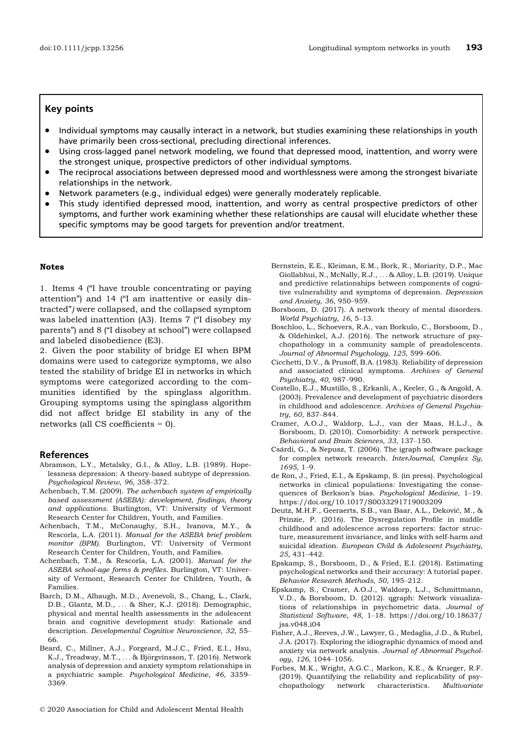## Key points

- Individual symptoms may causally interact in a network, but studies examining these relationships in youth have primarily been cross-sectional, precluding directional inferences.
- Using cross-lagged panel network modeling, we found that depressed mood, inattention, and worry were the strongest unique, prospective predictors of other individual symptoms.
- The reciprocal associations between depressed mood and worthlessness were among the strongest bivariate relationships in the network.
- Network parameters (e.g., individual edges) were generally moderately replicable.
- This study identified depressed mood, inattention, and worry as central prospective predictors of other symptoms, and further work examining whether these relationships are causal will elucidate whether these specific symptoms may be good targets for prevention and/or treatment.

### Notes

1. Items 4 ("I have trouble concentrating or paying attention") and 14 ("I am inattentive or easily distracted") were collapsed, and the collapsed symptom was labeled inattention (A3). Items 7 ("I disobey my parents") and 8 ("I disobey at school") were collapsed and labeled disobedience (E3).

2. Given the poor stability of bridge EI when BPM domains were used to categorize symptoms, we also tested the stability of bridge EI in networks in which symptoms were categorized according to the communities identified by the spinglass algorithm. Grouping symptoms using the spinglass algorithm did not affect bridge EI stability in any of the networks (all CS coefficients = 0).

## References

Abramson, L.Y., Metalsky, G.I., & Alloy, L.B. (1989). Hopelessness depression: A theory-based subtype of depression. *Psychological Review*, *96*, 358–372.

Achenbach, T.M. (2009). *The achenbach system of empirically based assessment (ASEBA): development, findings, theory and applications*. Burlington, VT: University of Vermont Research Center for Children, Youth, and Families.

Achenbach, T.M., McConaughy, S.H., Ivanova, M.Y., & Rescorla, L.A. (2011). *Manual for the ASEBA brief problem monitor (BPM)*. Burlington, VT: University of Vermont Research Center for Children, Youth, and Families.

Achenbach, T.M., & Rescorla, L.A. (2001). *Manual for the ASEBA school-age forms & profiles*. Burlington, VT: University of Vermont, Research Center for Children, Youth, & Families.

Barch, D.M., Albaugh, M.D., Avenevoli, S., Chang, L., Clark, D.B., Glantz, M.D., … & Sher, K.J. (2018). Demographic, physical and mental health assessments in the adolescent brain and cognitive development study: Rationale and description. *Developmental Cognitive Neuroscience*, *32*, 55–66.

Beard, C., Millner, A.J., Forgeard, M.J.C., Fried, E.I., Hsu, K.J., Treadway, M.T., … & Björgvinsson, T. (2016). Network analysis of depression and anxiety symptom relationships in a psychiatric sample. *Psychological Medicine*, *46*, 3359–3369.

Bernstein, E.E., Kleiman, E.M., Bork, R., Moriarity, D.P., Mac Giollabhui, N., McNally, R.J., … & Alloy, L.B. (2019). Unique and predictive relationships between components of cognitive vulnerability and symptoms of depression. *Depression and Anxiety*, *36*, 950–959.

Borsboom, D. (2017). A network theory of mental disorders. *World Psychiatry*, *16*, 5–13.

Boschloo, L., Schoevers, R.A., van Borkulo, C., Borsboom, D., & Oldehinkel, A.J. (2016). The network structure of psychopathology in a community sample of preadolescents. *Journal of Abnormal Psychology*, *125*, 599–606.

Cicchetti, D.V., & Prusoff, B.A. (1983). Reliability of depression and associated clinical symptoms. *Archives of General Psychiatry*, *40*, 987–990.

Costello, E.J., Mustillo, S., Erkanli, A., Keeler, G., & Angold, A. (2003). Prevalence and development of psychiatric disorders in childhood and adolescence. *Archives of General Psychiatry*, *60*, 837–844.

Cramer, A.O.J., Waldorp, L.J., van der Maas, H.L.J., & Borsboom, D. (2010). Comorbidity: A network perspective. *Behavioral and Brain Sciences*, *33*, 137–150.

Csárdi, G., & Nepusz, T. (2006). The igraph software package for complex network research. *InterJournal, Complex Sy*, *1695*, 1–9.

de Ron, J., Fried, E.I., & Epskamp, S. (in press). Psychological networks in clinical populations: Investigating the consequences of Berkson's bias. *Psychological Medicine*, 1–19. https://doi.org/10.1017/S0033291719003209

Deutz, M.H.F., Geeraerts, S.B., van Baar, A.L., Deković, M., & Prinzie, P. (2016). The Dysregulation Profile in middle childhood and adolescence across reporters: factor structure, measurement invariance, and links with self-harm and suicidal ideation. *European Child & Adolescent Psychiatry*, *25*, 431–442.

Epskamp, S., Borsboom, D., & Fried, E.I. (2018). Estimating psychological networks and their accuracy: A tutorial paper. *Behavior Research Methods*, *50*, 195–212.

Epskamp, S., Cramer, A.O.J., Waldorp, L.J., Schmittmann, V.D., & Borsboom, D. (2012). qgraph: Network visualizations of relationships in psychometric data. *Journal of Statistical Software*, *48*, 1–18. https://doi.org/10.18637/jss.v048.i04

Fisher, A.J., Reeves, J.W., Lawyer, G., Medaglia, J.D., & Rubel, J.A. (2017). Exploring the idiographic dynamics of mood and anxiety via network analysis. *Journal of Abnormal Psychology*, *126*, 1044–1056.

Forbes, M.K., Wright, A.G.C., Markon, K.E., & Krueger, R.F. (2019). Quantifying the reliability and replicability of psychopathology network characteristics. *Multivariate*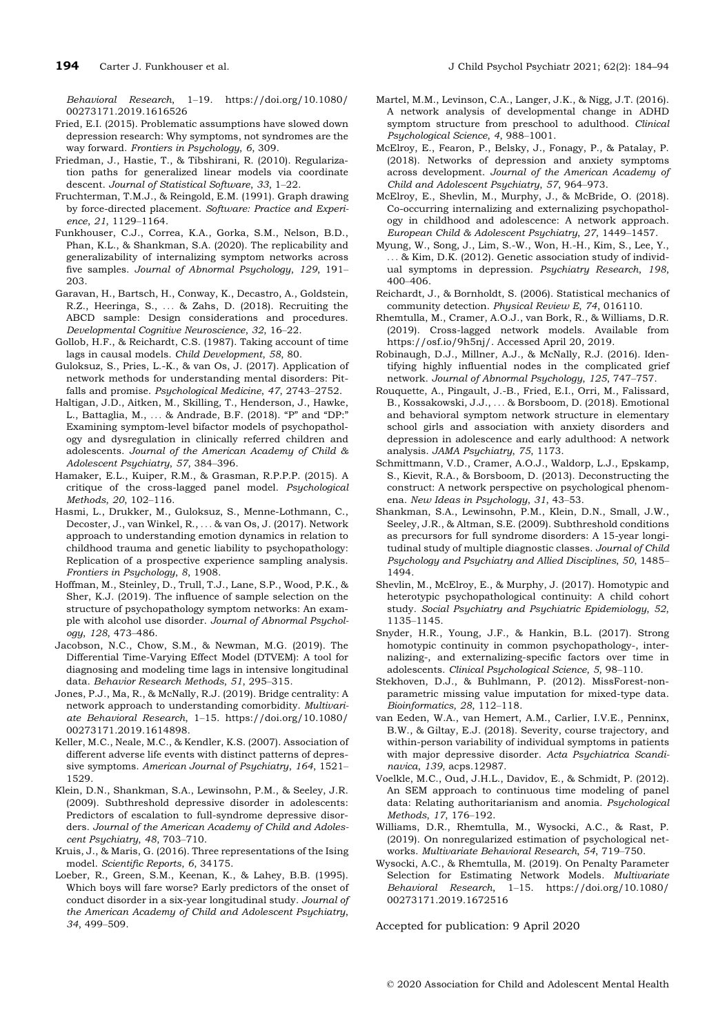Behavioral Research, 1–19. https://doi.org/10.1080/00273171.2019.1616526

Fried, E.I. (2015). Problematic assumptions have slowed down depression research: Why symptoms, not syndromes are the way forward. *Frontiers in Psychology*, *6*, 309.

Friedman, J., Hastie, T., & Tibshirani, R. (2010). Regularization paths for generalized linear models via coordinate descent. *Journal of Statistical Software*, *33*, 1–22.

Fruchterman, T.M.J., & Reingold, E.M. (1991). Graph drawing by force-directed placement. *Software: Practice and Experience*, *21*, 1129–1164.

Funkhouser, C.J., Correa, K.A., Gorka, S.M., Nelson, B.D., Phan, K.L., & Shankman, S.A. (2020). The replicability and generalizability of internalizing symptom networks across five samples. *Journal of Abnormal Psychology*, *129*, 191–203.

Garavan, H., Bartsch, H., Conway, K., Decastro, A., Goldstein, R.Z., Heeringa, S., ... & Zahs, D. (2018). Recruiting the ABCD sample: Design considerations and procedures. *Developmental Cognitive Neuroscience*, *32*, 16–22.

Gollob, H.F., & Reichardt, C.S. (1987). Taking account of time lags in causal models. *Child Development*, *58*, 80.

Guloksuz, S., Pries, L.-K., & van Os, J. (2017). Application of network methods for understanding mental disorders: Pitfalls and promise. *Psychological Medicine*, *47*, 2743–2752.

Haltigan, J.D., Aitken, M., Skilling, T., Henderson, J., Hawke, L., Battaglia, M., ... & Andrade, B.F. (2018). "P" and "DP:" Examining symptom-level bifactor models of psychopathology and dysregulation in clinically referred children and adolescents. *Journal of the American Academy of Child & Adolescent Psychiatry*, *57*, 384–396.

Hamaker, E.L., Kuiper, R.M., & Grasman, R.P.P.P. (2015). A critique of the cross-lagged panel model. *Psychological Methods*, *20*, 102–116.

Hasmi, L., Drukker, M., Guloksuz, S., Menne-Lothmann, C., Decoster, J., van Winkel, R., ... & van Os, J. (2017). Network approach to understanding emotion dynamics in relation to childhood trauma and genetic liability to psychopathology: Replication of a prospective experience sampling analysis. *Frontiers in Psychology*, *8*, 1908.

Hoffman, M., Steinley, D., Trull, T.J., Lane, S.P., Wood, P.K., & Sher, K.J. (2019). The influence of sample selection on the structure of psychopathology symptom networks: An example with alcohol use disorder. *Journal of Abnormal Psychology*, *128*, 473–486.

Jacobson, N.C., Chow, S.M., & Newman, M.G. (2019). The Differential Time-Varying Effect Model (DTVEM): A tool for diagnosing and modeling time lags in intensive longitudinal data. *Behavior Research Methods*, *51*, 295–315.

Jones, P.J., Ma, R., & McNally, R.J. (2019). Bridge centrality: A network approach to understanding comorbidity. *Multivariate Behavioral Research*, 1–15. https://doi.org/10.1080/00273171.2019.1614898.

Keller, M.C., Neale, M.C., & Kendler, K.S. (2007). Association of different adverse life events with distinct patterns of depressive symptoms. *American Journal of Psychiatry*, *164*, 1521–1529.

Klein, D.N., Shankman, S.A., Lewinsohn, P.M., & Seeley, J.R. (2009). Subthreshold depressive disorder in adolescents: Predictors of escalation to full-syndrome depressive disorders. *Journal of the American Academy of Child and Adolescent Psychiatry*, *48*, 703–710.

Kruis, J., & Maris, G. (2016). Three representations of the Ising model. *Scientific Reports*, *6*, 34175.

Loeber, R., Green, S.M., Keenan, K., & Lahey, B.B. (1995). Which boys will fare worse? Early predictors of the onset of conduct disorder in a six-year longitudinal study. *Journal of the American Academy of Child and Adolescent Psychiatry*, *34*, 499–509.

Martel, M.M., Levinson, C.A., Langer, J.K., & Nigg, J.T. (2016). A network analysis of developmental change in ADHD symptom structure from preschool to adulthood. *Clinical Psychological Science*, *4*, 988–1001.

McElroy, E., Fearon, P., Belsky, J., Fonagy, P., & Patalay, P. (2018). Networks of depression and anxiety symptoms across development. *Journal of the American Academy of Child and Adolescent Psychiatry*, *57*, 964–973.

McElroy, E., Shevlin, M., Murphy, J., & McBride, O. (2018). Co-occurring internalizing and externalizing psychopathology in childhood and adolescence: A network approach. *European Child & Adolescent Psychiatry*, *27*, 1449–1457.

Myung, W., Song, J., Lim, S.-W., Won, H.-H., Kim, S., Lee, Y., ... & Kim, D.K. (2012). Genetic association study of individual symptoms in depression. *Psychiatry Research*, *198*, 400–406.

Reichardt, J., & Bornholdt, S. (2006). Statistical mechanics of community detection. *Physical Review E*, *74*, 016110.

Rhemtulla, M., Cramer, A.O.J., van Bork, R., & Williams, D.R. (2019). Cross-lagged network models. Available from https://osf.io/9h5nj/. Accessed April 20, 2019.

Robinaugh, D.J., Millner, A.J., & McNally, R.J. (2016). Identifying highly influential nodes in the complicated grief network. *Journal of Abnormal Psychology*, *125*, 747–757.

Rouquette, A., Pingault, J.-B., Fried, E.I., Orri, M., Falissard, B., Kossakowski, J.J., ... & Borsboom, D. (2018). Emotional and behavioral symptom network structure in elementary school girls and association with anxiety disorders and depression in adolescence and early adulthood: A network analysis. *JAMA Psychiatry*, *75*, 1173.

Schmittmann, V.D., Cramer, A.O.J., Waldorp, L.J., Epskamp, S., Kievit, R.A., & Borsboom, D. (2013). Deconstructing the construct: A network perspective on psychological phenomena. *New Ideas in Psychology*, *31*, 43–53.

Shankman, S.A., Lewinsohn, P.M., Klein, D.N., Small, J.W., Seeley, J.R., & Altman, S.E. (2009). Subthreshold conditions as precursors for full syndrome disorders: A 15-year longitudinal study of multiple diagnostic classes. *Journal of Child Psychology and Psychiatry and Allied Disciplines*, *50*, 1485–1494.

Shevlin, M., McElroy, E., & Murphy, J. (2017). Homotypic and heterotypic psychopathological continuity: A child cohort study. *Social Psychiatry and Psychiatric Epidemiology*, *52*, 1135–1145.

Snyder, H.R., Young, J.F., & Hankin, B.L. (2017). Strong homotypic continuity in common psychopathology-, internalizing-, and externalizing-specific factors over time in adolescents. *Clinical Psychological Science*, *5*, 98–110.

Stekhoven, D.J., & Buhlmann, P. (2012). MissForest-nonparametric missing value imputation for mixed-type data. *Bioinformatics*, *28*, 112–118.

van Eeden, W.A., van Hemert, A.M., Carlier, I.V.E., Penninx, B.W., & Giltay, E.J. (2018). Severity, course trajectory, and within-person variability of individual symptoms in patients with major depressive disorder. *Acta Psychiatrica Scandinavica*, *139*, acps.12987.

Voelkle, M.C., Oud, J.H.L., Davidov, E., & Schmidt, P. (2012). An SEM approach to continuous time modeling of panel data: Relating authoritarianism and anomia. *Psychological Methods*, *17*, 176–192.

Williams, D.R., Rhemtulla, M., Wysocki, A.C., & Rast, P. (2019). On nonregularized estimation of psychological networks. *Multivariate Behavioral Research*, *54*, 719–750.

Wysocki, A.C., & Rhemtulla, M. (2019). On Penalty Parameter Selection for Estimating Network Models. *Multivariate Behavioral Research*, 1–15. https://doi.org/10.1080/00273171.2019.1672516

Accepted for publication: 9 April 2020